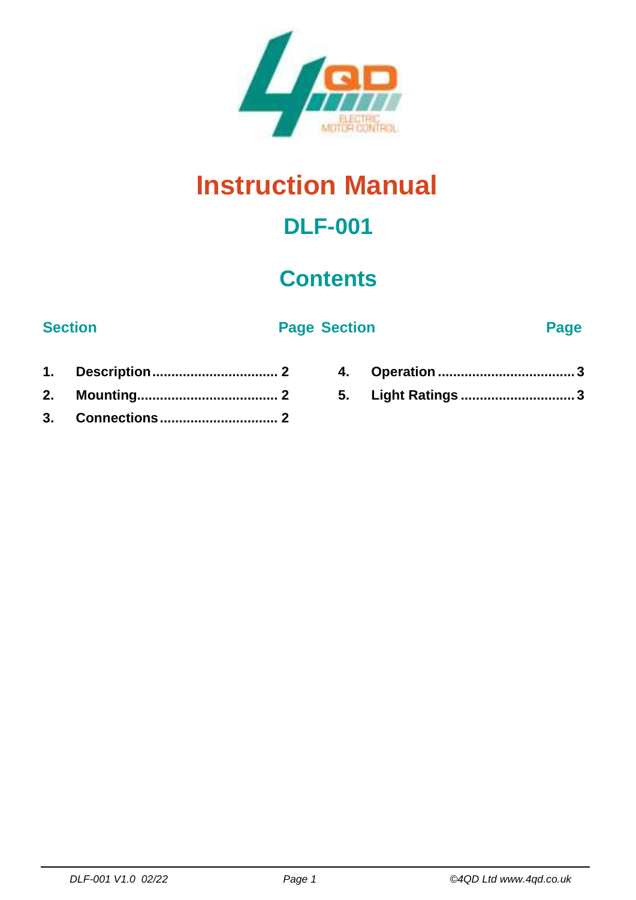# Instruction Manual

## DLF-001

## Contents

| Section | Page | Section | Page |
|---|---|---|---|
| 1. Description | 2 | 4. Operation | 3 |
| 2. Mounting | 2 | 5. Light Ratings | 3 |
| 3. Connections | 2 | | |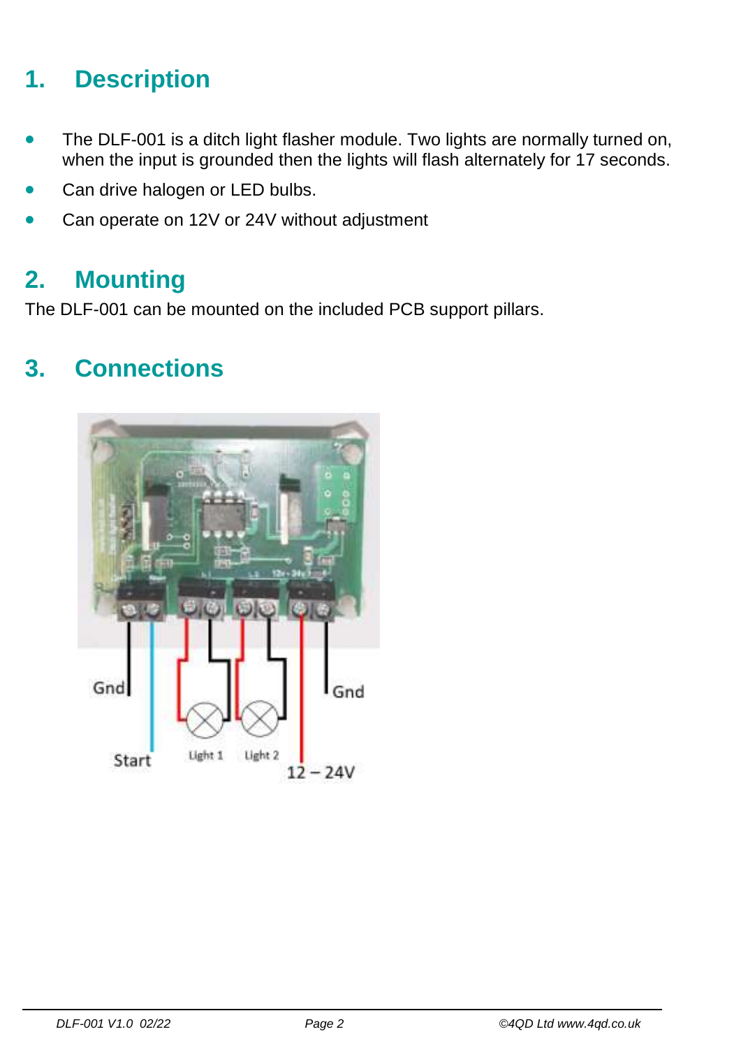## 1. Description

- The DLF-001 is a ditch light flasher module. Two lights are normally turned on, when the input is grounded then the lights will flash alternately for 17 seconds.
- Can drive halogen or LED bulbs.
- Can operate on 12V or 24V without adjustment

## 2. Mounting

The DLF-001 can be mounted on the included PCB support pillars.

## 3. Connections

Gnd

Start

Light 1

Light 2

Gnd

12 – 24V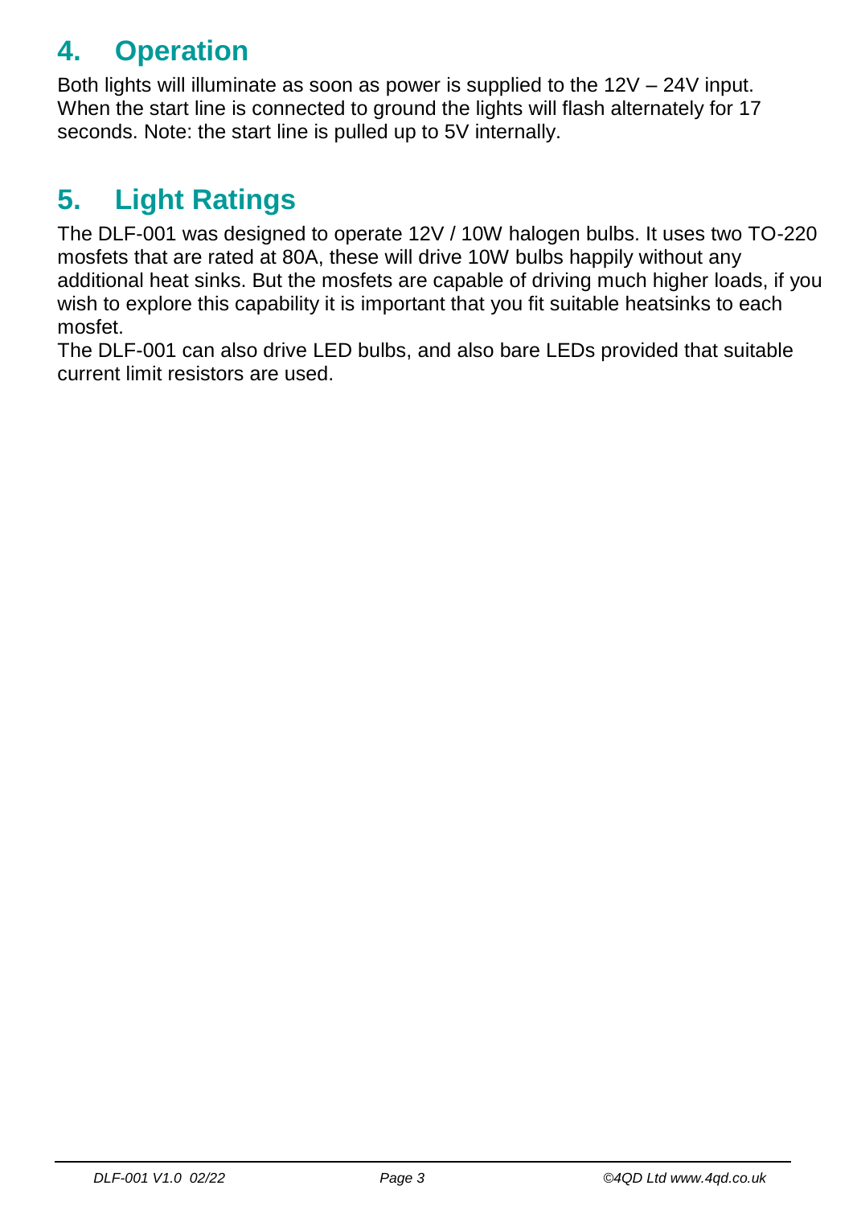## 4. Operation

Both lights will illuminate as soon as power is supplied to the 12V – 24V input. When the start line is connected to ground the lights will flash alternately for 17 seconds. Note: the start line is pulled up to 5V internally.

## 5. Light Ratings

The DLF-001 was designed to operate 12V / 10W halogen bulbs. It uses two TO-220 mosfets that are rated at 80A, these will drive 10W bulbs happily without any additional heat sinks. But the mosfets are capable of driving much higher loads, if you wish to explore this capability it is important that you fit suitable heatsinks to each mosfet.
The DLF-001 can also drive LED bulbs, and also bare LEDs provided that suitable current limit resistors are used.